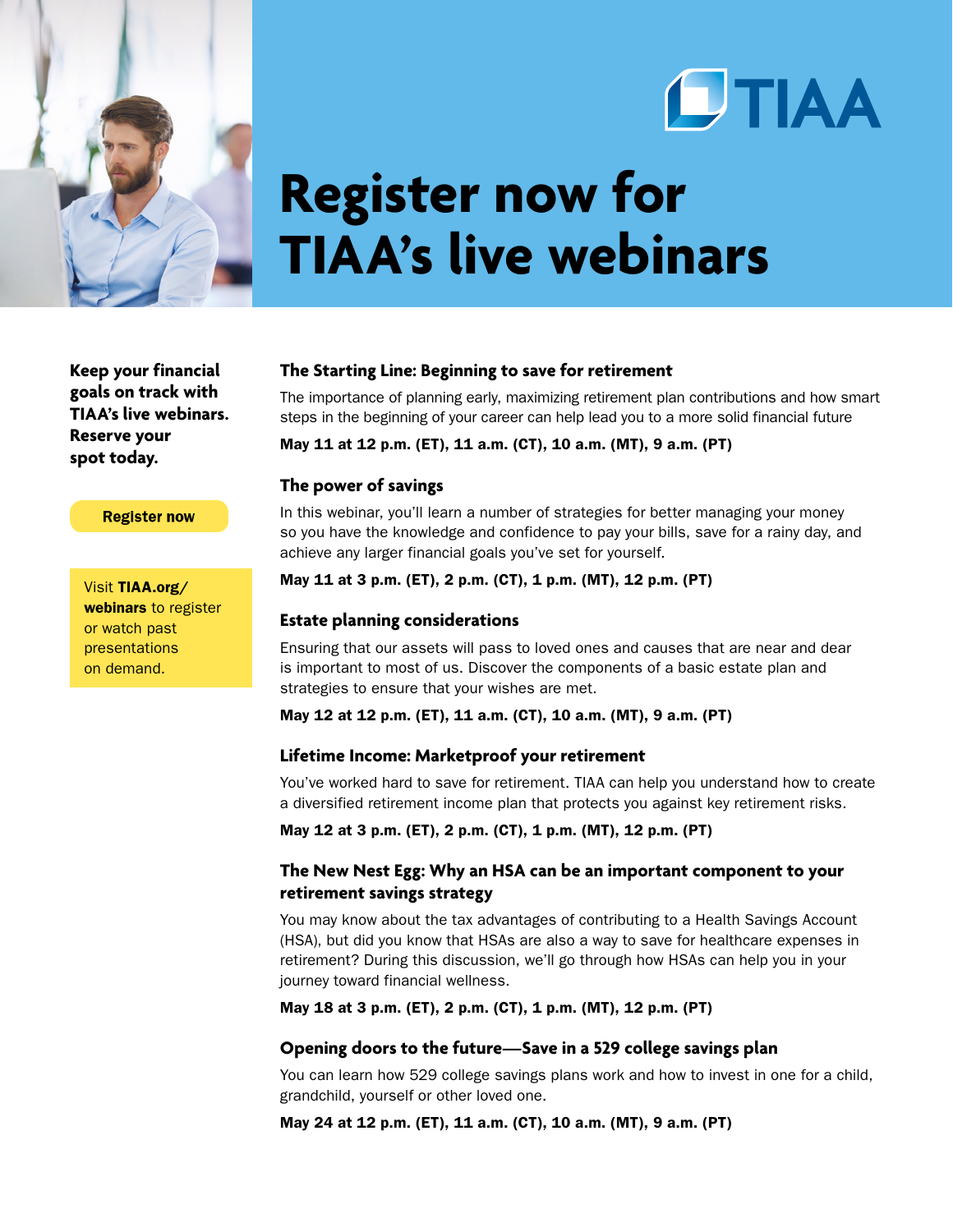TIAA

# Register now for TIAA's live webinars

**Keep your financial goals on track with TIAA's live webinars. Reserve your spot today.**

**Register now**

Visit **TIAA.org/webinars** to register or watch past presentations on demand.

### The Starting Line: Beginning to save for retirement

The importance of planning early, maximizing retirement plan contributions and how smart steps in the beginning of your career can help lead you to a more solid financial future

**May 11 at 12 p.m. (ET), 11 a.m. (CT), 10 a.m. (MT), 9 a.m. (PT)**

### The power of savings

In this webinar, you'll learn a number of strategies for better managing your money so you have the knowledge and confidence to pay your bills, save for a rainy day, and achieve any larger financial goals you've set for yourself.

**May 11 at 3 p.m. (ET), 2 p.m. (CT), 1 p.m. (MT), 12 p.m. (PT)**

### Estate planning considerations

Ensuring that our assets will pass to loved ones and causes that are near and dear is important to most of us. Discover the components of a basic estate plan and strategies to ensure that your wishes are met.

**May 12 at 12 p.m. (ET), 11 a.m. (CT), 10 a.m. (MT), 9 a.m. (PT)**

### Lifetime Income: Marketproof your retirement

You've worked hard to save for retirement. TIAA can help you understand how to create a diversified retirement income plan that protects you against key retirement risks.

**May 12 at 3 p.m. (ET), 2 p.m. (CT), 1 p.m. (MT), 12 p.m. (PT)**

### The New Nest Egg: Why an HSA can be an important component to your retirement savings strategy

You may know about the tax advantages of contributing to a Health Savings Account (HSA), but did you know that HSAs are also a way to save for healthcare expenses in retirement? During this discussion, we'll go through how HSAs can help you in your journey toward financial wellness.

**May 18 at 3 p.m. (ET), 2 p.m. (CT), 1 p.m. (MT), 12 p.m. (PT)**

### Opening doors to the future—Save in a 529 college savings plan

You can learn how 529 college savings plans work and how to invest in one for a child, grandchild, yourself or other loved one.

**May 24 at 12 p.m. (ET), 11 a.m. (CT), 10 a.m. (MT), 9 a.m. (PT)**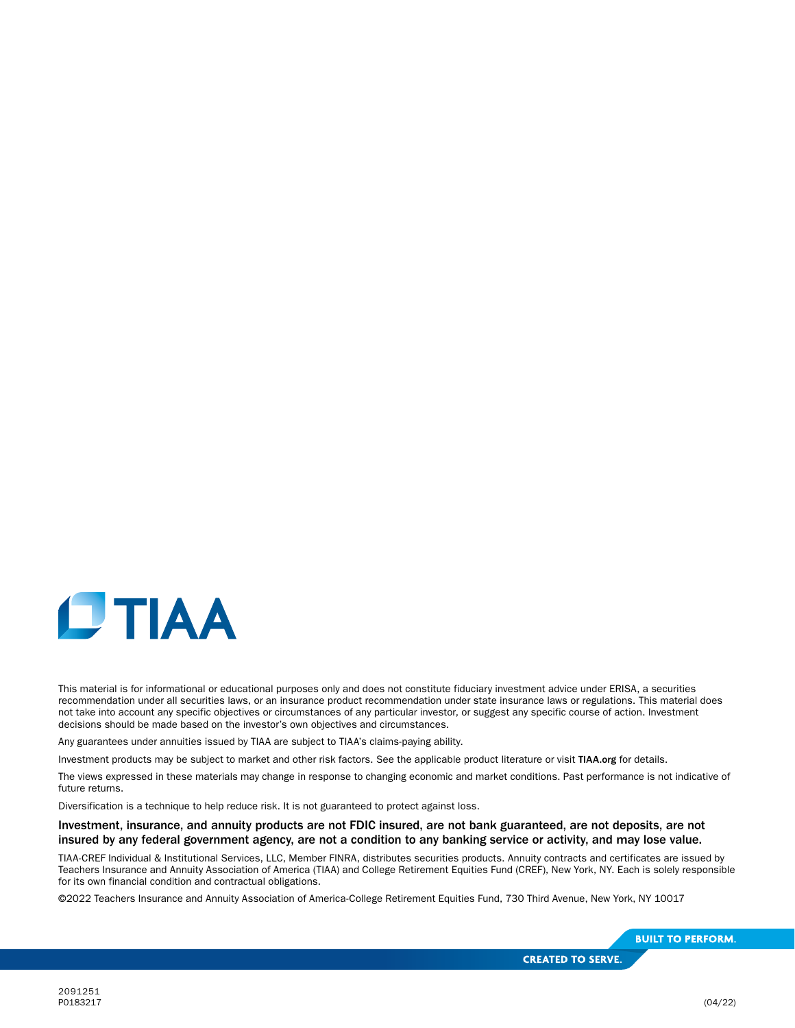TIAA

This material is for informational or educational purposes only and does not constitute fiduciary investment advice under ERISA, a securities recommendation under all securities laws, or an insurance product recommendation under state insurance laws or regulations. This material does not take into account any specific objectives or circumstances of any particular investor, or suggest any specific course of action. Investment decisions should be made based on the investor's own objectives and circumstances.

Any guarantees under annuities issued by TIAA are subject to TIAA's claims-paying ability.

Investment products may be subject to market and other risk factors. See the applicable product literature or visit **TIAA.org** for details.

The views expressed in these materials may change in response to changing economic and market conditions. Past performance is not indicative of future returns.

Diversification is a technique to help reduce risk. It is not guaranteed to protect against loss.

Investment, insurance, and annuity products are not FDIC insured, are not bank guaranteed, are not deposits, are not insured by any federal government agency, are not a condition to any banking service or activity, and may lose value.

TIAA-CREF Individual & Institutional Services, LLC, Member FINRA, distributes securities products. Annuity contracts and certificates are issued by Teachers Insurance and Annuity Association of America (TIAA) and College Retirement Equities Fund (CREF), New York, NY. Each is solely responsible for its own financial condition and contractual obligations.

©2022 Teachers Insurance and Annuity Association of America-College Retirement Equities Fund, 730 Third Avenue, New York, NY 10017

**BUILT TO PERFORM.**

**CREATED TO SERVE.**

2091251
P0183217

(04/22)